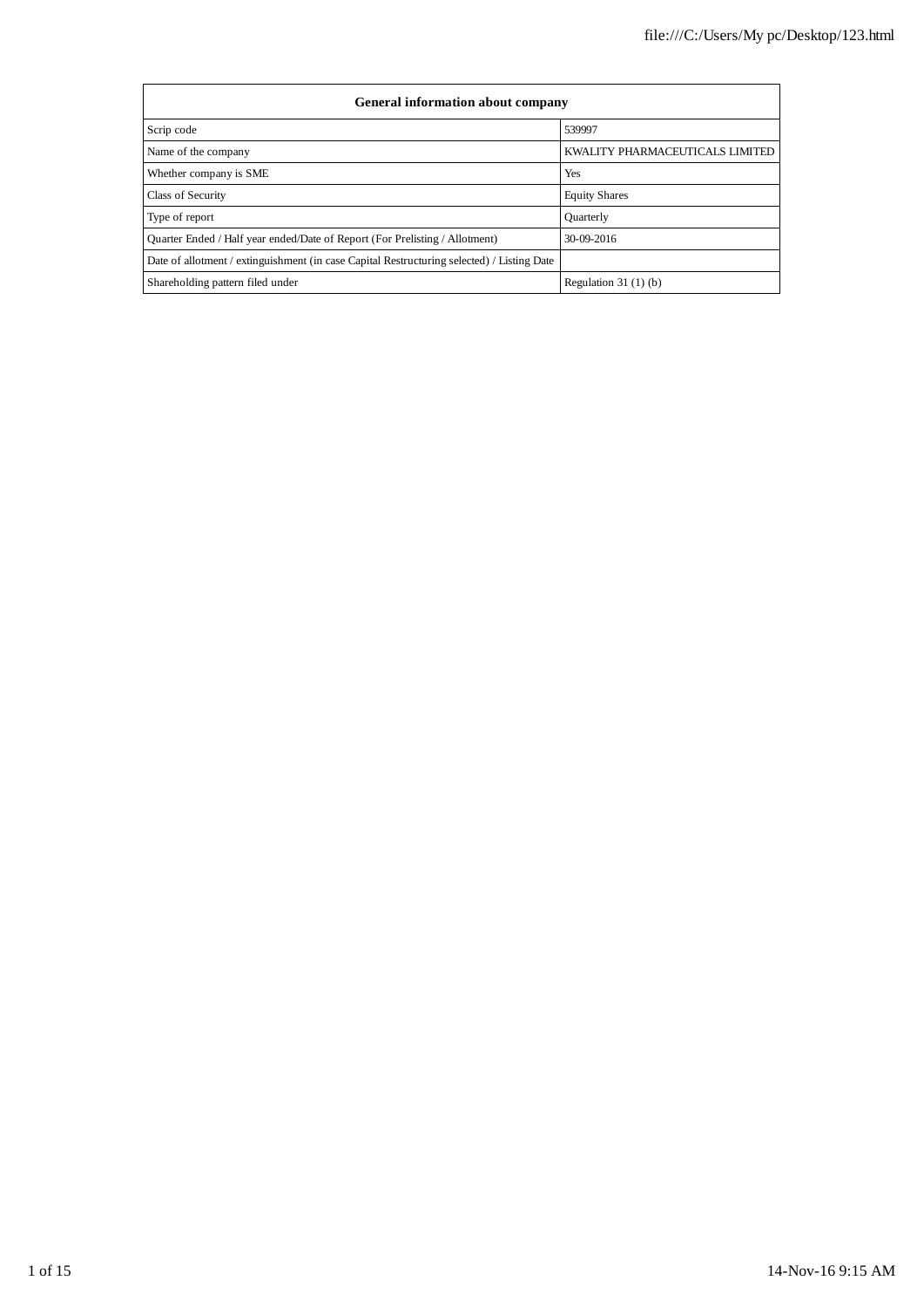| General information about company | |
|---|---|
| Scrip code | 539997 |
| Name of the company | KWALITY PHARMACEUTICALS LIMITED |
| Whether company is SME | Yes |
| Class of Security | Equity Shares |
| Type of report | Quarterly |
| Quarter Ended / Half year ended/Date of Report (For Prelisting / Allotment) | 30-09-2016 |
| Date of allotment / extinguishment (in case Capital Restructuring selected) / Listing Date | |
| Shareholding pattern filed under | Regulation 31 (1) (b) |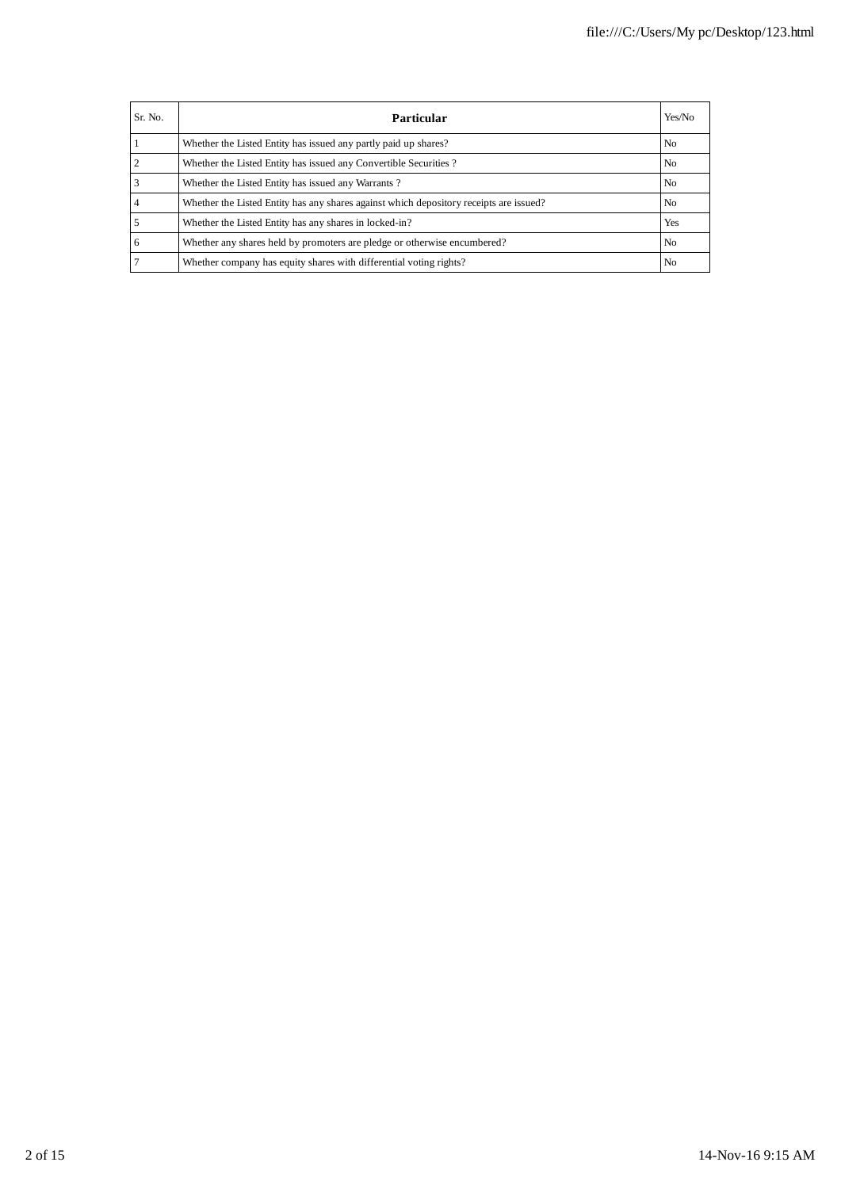| Sr. No. | Particular | Yes/No |
|---|---|---|
| 1 | Whether the Listed Entity has issued any partly paid up shares? | No |
| 2 | Whether the Listed Entity has issued any Convertible Securities ? | No |
| 3 | Whether the Listed Entity has issued any Warrants ? | No |
| 4 | Whether the Listed Entity has any shares against which depository receipts are issued? | No |
| 5 | Whether the Listed Entity has any shares in locked-in? | Yes |
| 6 | Whether any shares held by promoters are pledge or otherwise encumbered? | No |
| 7 | Whether company has equity shares with differential voting rights? | No |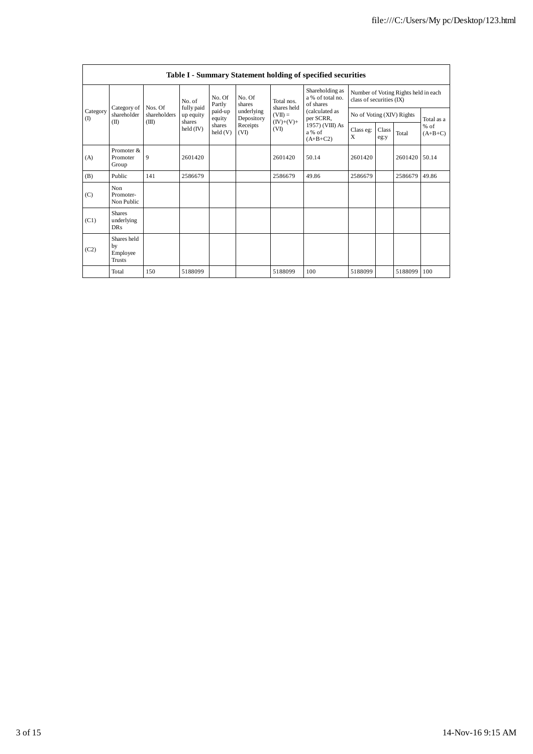## Table I - Summary Statement holding of specified securities

| Category (I) | Category of shareholder (II) | Nos. Of shareholders (III) | No. of fully paid up equity shares held (IV) | No. Of Partly paid-up equity shares held (V) | No. Of shares underlying Depository Receipts (VI) | Total nos. shares held (VII) = (IV)+(V)+ (VI) | Shareholding as a % of total no. of shares (calculated as per SCRR, 1957) (VIII) As a % of (A+B+C2) | Number of Voting Rights held in each class of securities (IX) | | | |
|---|---|---|---|---|---|---|---|---|---|---|---|
| | | | | | | | | No of Voting (XIV) Rights | | | Total as a % of (A+B+C) |
| | | | | | | | | Class eg: X | Class eg:y | Total | |
| (A) | Promoter & Promoter Group | 9 | 2601420 | | | 2601420 | 50.14 | 2601420 | | 2601420 | 50.14 |
| (B) | Public | 141 | 2586679 | | | 2586679 | 49.86 | 2586679 | | 2586679 | 49.86 |
| (C) | Non Promoter- Non Public | | | | | | | | | | |
| (C1) | Shares underlying DRs | | | | | | | | | | |
| (C2) | Shares held by Employee Trusts | | | | | | | | | | |
| | Total | 150 | 5188099 | | | 5188099 | 100 | 5188099 | | 5188099 | 100 |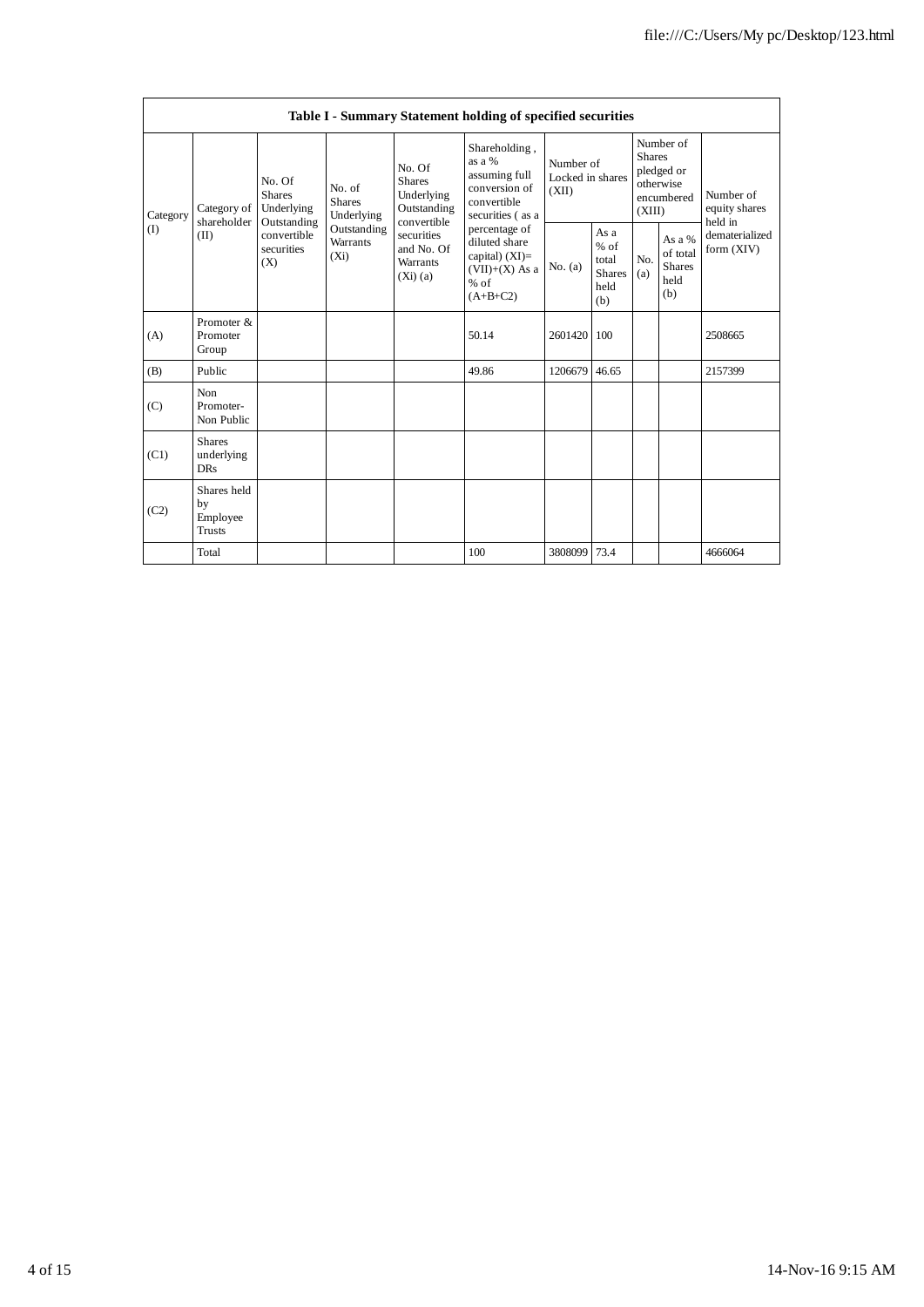| Table I - Summary Statement holding of specified securities | | | | | | | | | | | |
|---|---|---|---|---|---|---|---|---|---|---|---|
| Category (I) | Category of shareholder (II) | No. Of Shares Underlying Outstanding convertible securities (X) | No. of Shares Underlying Outstanding Warrants (Xi) | No. Of Shares Underlying Outstanding convertible securities and No. Of Warrants (Xi) (a) | Shareholding , as a % assuming full conversion of convertible securities ( as a percentage of diluted share capital) (XI)= (VII)+(X) As a % of (A+B+C2) | Number of Locked in shares (XII) | | Number of Shares pledged or otherwise encumbered (XIII) | | Number of equity shares held in dematerialized form (XIV) |
| | | | | | | No. (a) | As a % of total Shares held (b) | No. (a) | As a % of total Shares held (b) | |
| (A) | Promoter & Promoter Group | | | | 50.14 | 2601420 | 100 | | | 2508665 |
| (B) | Public | | | | 49.86 | 1206679 | 46.65 | | | 2157399 |
| (C) | Non Promoter- Non Public | | | | | | | | | |
| (C1) | Shares underlying DRs | | | | | | | | | |
| (C2) | Shares held by Employee Trusts | | | | | | | | | |
| | Total | | | | 100 | 3808099 | 73.4 | | | 4666064 |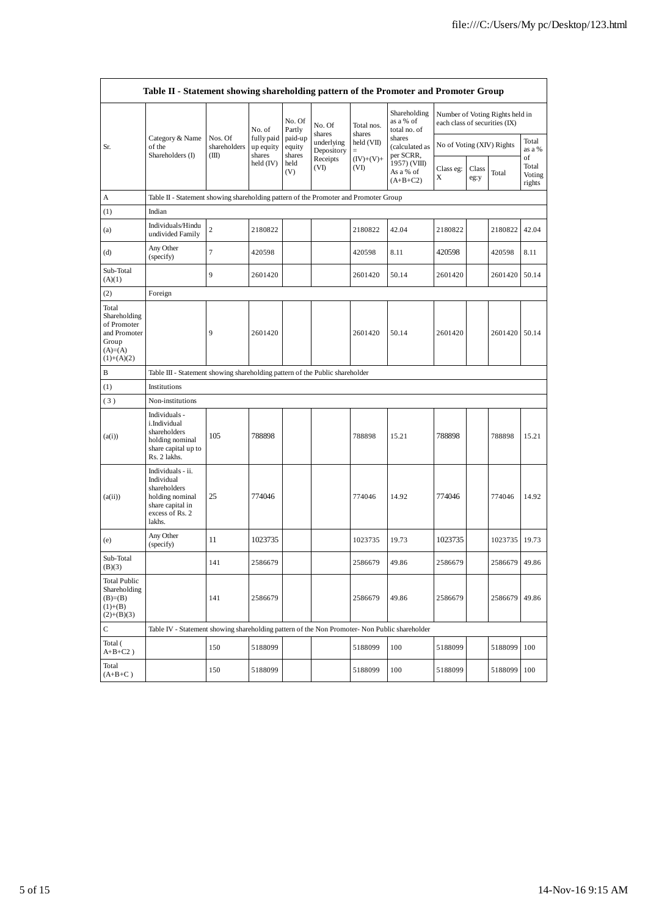| Table II - Statement showing shareholding pattern of the Promoter and Promoter Group | | | | | | | | | | | | |
|---|---|---|---|---|---|---|---|---|---|---|---|---|
| Sr. | Category & Name of the Shareholders (I) | Nos. Of shareholders (III) | No. of fully paid up equity shares held (IV) | No. Of Partly paid-up equity shares held (V) | No. Of shares underlying Depository Receipts (VI) | Total nos. shares held (VII) = (IV)+(V)+ (VI) | Shareholding as a % of total no. of shares (calculated as per SCRR, 1957) (VIII) As a % of (A+B+C2) | Number of Voting Rights held in each class of securities (IX) | | | |
| | | | | | | | | No of Voting (XIV) Rights | | | Total as a % of Total Voting rights |
| | | | | | | | | Class eg: X | Class eg:y | Total | |
| A | Table II - Statement showing shareholding pattern of the Promoter and Promoter Group | | | | | | | | | | |
| (1) | Indian | | | | | | | | | | |
| (a) | Individuals/Hindu undivided Family | 2 | 2180822 | | | 2180822 | 42.04 | 2180822 | | 2180822 | 42.04 |
| (d) | Any Other (specify) | 7 | 420598 | | | 420598 | 8.11 | 420598 | | 420598 | 8.11 |
| Sub-Total (A)(1) | | 9 | 2601420 | | | 2601420 | 50.14 | 2601420 | | 2601420 | 50.14 |
| (2) | Foreign | | | | | | | | | | |
| Total Shareholding of Promoter and Promoter Group (A)=(A)(1)+(A)(2) | | 9 | 2601420 | | | 2601420 | 50.14 | 2601420 | | 2601420 | 50.14 |
| B | Table III - Statement showing shareholding pattern of the Public shareholder | | | | | | | | | | |
| (1) | Institutions | | | | | | | | | | |
| (3) | Non-institutions | | | | | | | | | | |
| (a(i)) | Individuals - i.Individual shareholders holding nominal share capital up to Rs. 2 lakhs. | 105 | 788898 | | | 788898 | 15.21 | 788898 | | 788898 | 15.21 |
| (a(ii)) | Individuals - ii. Individual shareholders holding nominal share capital in excess of Rs. 2 lakhs. | 25 | 774046 | | | 774046 | 14.92 | 774046 | | 774046 | 14.92 |
| (e) | Any Other (specify) | 11 | 1023735 | | | 1023735 | 19.73 | 1023735 | | 1023735 | 19.73 |
| Sub-Total (B)(3) | | 141 | 2586679 | | | 2586679 | 49.86 | 2586679 | | 2586679 | 49.86 |
| Total Public Shareholding (B)=(B)(1)+(B)(2)+(B)(3) | | 141 | 2586679 | | | 2586679 | 49.86 | 2586679 | | 2586679 | 49.86 |
| C | Table IV - Statement showing shareholding pattern of the Non Promoter- Non Public shareholder | | | | | | | | | | |
| Total ( A+B+C2 ) | | 150 | 5188099 | | | 5188099 | 100 | 5188099 | | 5188099 | 100 |
| Total (A+B+C ) | | 150 | 5188099 | | | 5188099 | 100 | 5188099 | | 5188099 | 100 |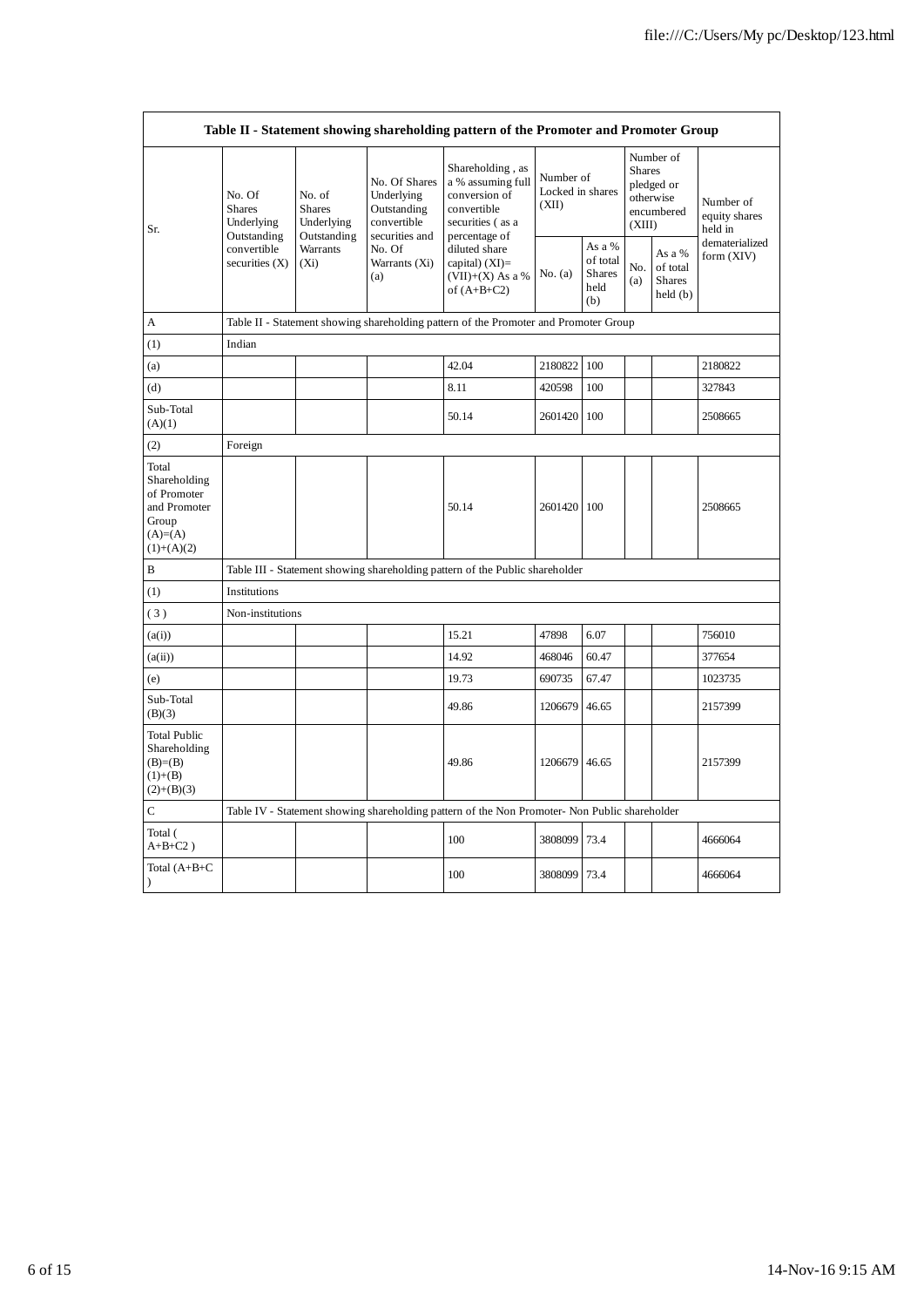| Table II - Statement showing shareholding pattern of the Promoter and Promoter Group | | | | | | | | | |
|---|---|---|---|---|---|---|---|---|---|
| Sr. | No. Of Shares Underlying Outstanding convertible securities (X) | No. of Shares Underlying Outstanding Warrants (Xi) | No. Of Shares Underlying Outstanding convertible securities and No. Of Warrants (Xi) (a) | Shareholding , as a % assuming full conversion of convertible securities ( as a percentage of diluted share capital) (XI)= (VII)+(X) As a % of (A+B+C2) | Number of Locked in shares (XII) | | Number of Shares pledged or otherwise encumbered (XIII) | | Number of equity shares held in dematerialized form (XIV) |
| | | | | | No. (a) | As a % of total Shares held (b) | No. (a) | As a % of total Shares held (b) | |
| A | Table II - Statement showing shareholding pattern of the Promoter and Promoter Group | | | | | | | | |
| (1) | Indian | | | | | | | | |
| (a) | | | | 42.04 | 2180822 | 100 | | | 2180822 |
| (d) | | | | 8.11 | 420598 | 100 | | | 327843 |
| Sub-Total (A)(1) | | | | 50.14 | 2601420 | 100 | | | 2508665 |
| (2) | Foreign | | | | | | | | |
| Total Shareholding of Promoter and Promoter Group (A)=(A)(1)+(A)(2) | | | | 50.14 | 2601420 | 100 | | | 2508665 |
| B | Table III - Statement showing shareholding pattern of the Public shareholder | | | | | | | | |
| (1) | Institutions | | | | | | | | |
| ( 3 ) | Non-institutions | | | | | | | | |
| (a(i)) | | | | 15.21 | 47898 | 6.07 | | | 756010 |
| (a(ii)) | | | | 14.92 | 468046 | 60.47 | | | 377654 |
| (e) | | | | 19.73 | 690735 | 67.47 | | | 1023735 |
| Sub-Total (B)(3) | | | | 49.86 | 1206679 | 46.65 | | | 2157399 |
| Total Public Shareholding (B)=(B)(1)+(B)(2)+(B)(3) | | | | 49.86 | 1206679 | 46.65 | | | 2157399 |
| C | Table IV - Statement showing shareholding pattern of the Non Promoter- Non Public shareholder | | | | | | | | |
| Total ( A+B+C2 ) | | | | 100 | 3808099 | 73.4 | | | 4666064 |
| Total (A+B+C ) | | | | 100 | 3808099 | 73.4 | | | 4666064 |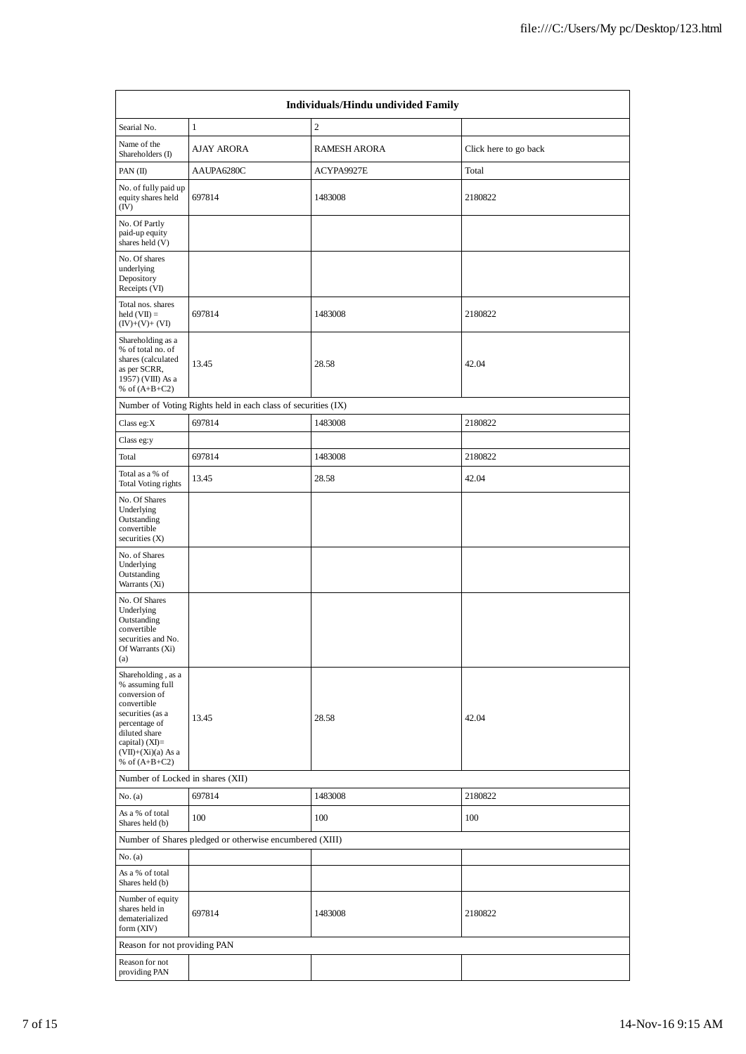| Individuals/Hindu undivided Family | | | |
|---|---|---|---|
| Searial No. | 1 | 2 | |
| Name of the Shareholders (I) | AJAY ARORA | RAMESH ARORA | Click here to go back |
| PAN (II) | AAUPA6280C | ACYPA9927E | Total |
| No. of fully paid up equity shares held (IV) | 697814 | 1483008 | 2180822 |
| No. Of Partly paid-up equity shares held (V) | | | |
| No. Of shares underlying Depository Receipts (VI) | | | |
| Total nos. shares held (VII) = (IV)+(V)+ (VI) | 697814 | 1483008 | 2180822 |
| Shareholding as a % of total no. of shares (calculated as per SCRR, 1957) (VIII) As a % of (A+B+C2) | 13.45 | 28.58 | 42.04 |
| Number of Voting Rights held in each class of securities (IX) | | | |
| Class eg:X | 697814 | 1483008 | 2180822 |
| Class eg:y | | | |
| Total | 697814 | 1483008 | 2180822 |
| Total as a % of Total Voting rights | 13.45 | 28.58 | 42.04 |
| No. Of Shares Underlying Outstanding convertible securities (X) | | | |
| No. of Shares Underlying Outstanding Warrants (Xi) | | | |
| No. Of Shares Underlying Outstanding convertible securities and No. Of Warrants (Xi) (a) | | | |
| Shareholding , as a % assuming full conversion of convertible securities (as a percentage of diluted share capital) (XI)= (VII)+(Xi)(a) As a % of (A+B+C2) | 13.45 | 28.58 | 42.04 |
| Number of Locked in shares (XII) | | | |
| No. (a) | 697814 | 1483008 | 2180822 |
| As a % of total Shares held (b) | 100 | 100 | 100 |
| Number of Shares pledged or otherwise encumbered (XIII) | | | |
| No. (a) | | | |
| As a % of total Shares held (b) | | | |
| Number of equity shares held in dematerialized form (XIV) | 697814 | 1483008 | 2180822 |
| Reason for not providing PAN | | | |
| Reason for not providing PAN | | | |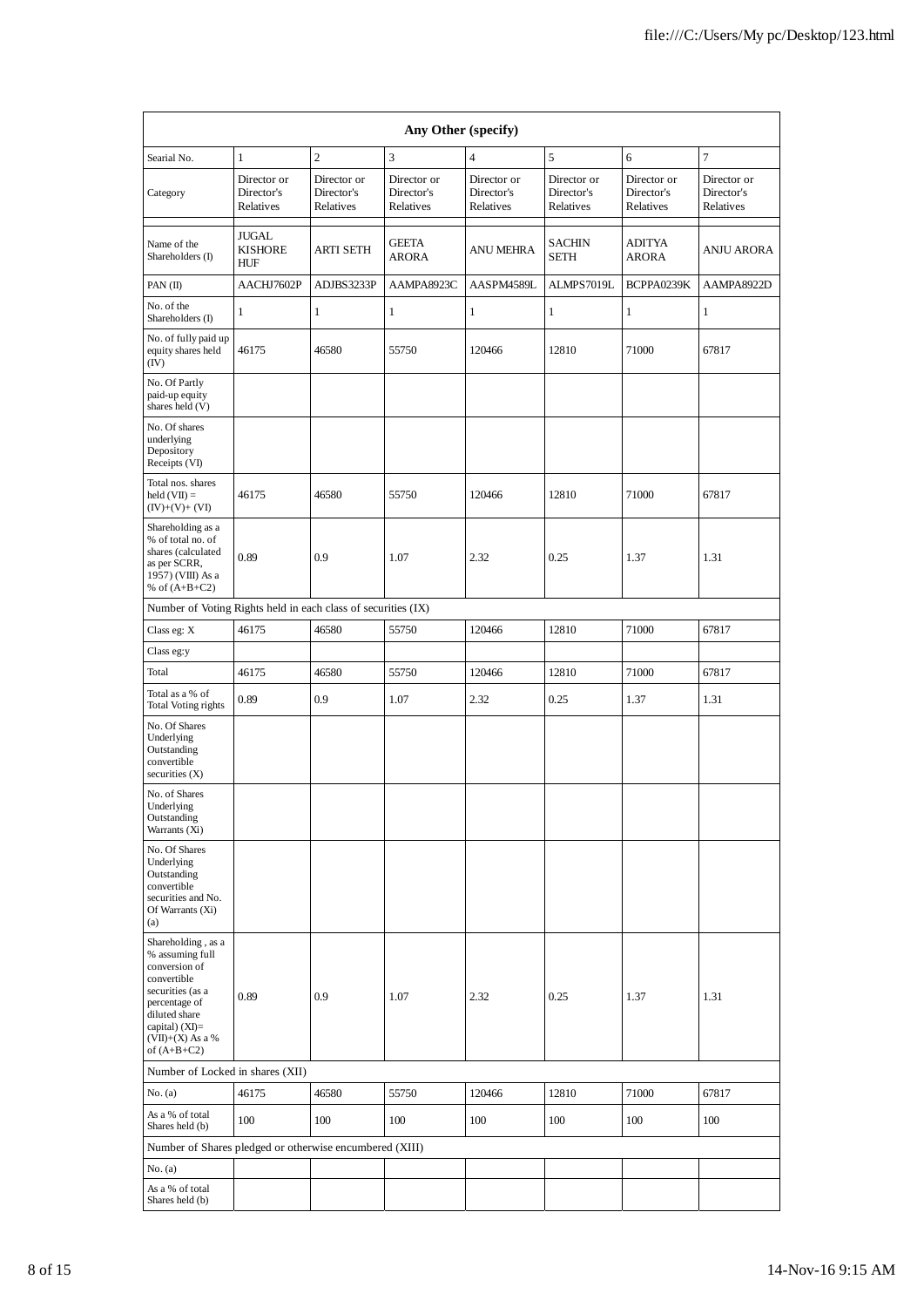| Any Other (specify) | | | | | | | |
|---|---|---|---|---|---|---|---|
| Searial No. | 1 | 2 | 3 | 4 | 5 | 6 | 7 |
| Category | Director or Director's Relatives | Director or Director's Relatives | Director or Director's Relatives | Director or Director's Relatives | Director or Director's Relatives | Director or Director's Relatives | Director or Director's Relatives |
| Name of the Shareholders (I) | JUGAL KISHORE HUF | ARTI SETH | GEETA ARORA | ANU MEHRA | SACHIN SETH | ADITYA ARORA | ANJU ARORA |
| PAN (II) | AACHJ7602P | ADJBS3233P | AAMPA8923C | AASPM4589L | ALMPS7019L | BCPPA0239K | AAMPA8922D |
| No. of the Shareholders (I) | 1 | 1 | 1 | 1 | 1 | 1 | 1 |
| No. of fully paid up equity shares held (IV) | 46175 | 46580 | 55750 | 120466 | 12810 | 71000 | 67817 |
| No. Of Partly paid-up equity shares held (V) | | | | | | | |
| No. Of shares underlying Depository Receipts (VI) | | | | | | | |
| Total nos. shares held (VII) = (IV)+(V)+ (VI) | 46175 | 46580 | 55750 | 120466 | 12810 | 71000 | 67817 |
| Shareholding as a % of total no. of shares (calculated as per SCRR, 1957) (VIII) As a % of (A+B+C2) | 0.89 | 0.9 | 1.07 | 2.32 | 0.25 | 1.37 | 1.31 |
| Number of Voting Rights held in each class of securities (IX) | | | | | | | |
| Class eg: X | 46175 | 46580 | 55750 | 120466 | 12810 | 71000 | 67817 |
| Class eg:y | | | | | | | |
| Total | 46175 | 46580 | 55750 | 120466 | 12810 | 71000 | 67817 |
| Total as a % of Total Voting rights | 0.89 | 0.9 | 1.07 | 2.32 | 0.25 | 1.37 | 1.31 |
| No. Of Shares Underlying Outstanding convertible securities (X) | | | | | | | |
| No. of Shares Underlying Outstanding Warrants (Xi) | | | | | | | |
| No. Of Shares Underlying Outstanding convertible securities and No. Of Warrants (Xi) (a) | | | | | | | |
| Shareholding , as a % assuming full conversion of convertible securities (as a percentage of diluted share capital) (XI)= (VII)+(X) As a % of (A+B+C2) | 0.89 | 0.9 | 1.07 | 2.32 | 0.25 | 1.37 | 1.31 |
| Number of Locked in shares (XII) | | | | | | | |
| No. (a) | 46175 | 46580 | 55750 | 120466 | 12810 | 71000 | 67817 |
| As a % of total Shares held (b) | 100 | 100 | 100 | 100 | 100 | 100 | 100 |
| Number of Shares pledged or otherwise encumbered (XIII) | | | | | | | |
| No. (a) | | | | | | | |
| As a % of total Shares held (b) | | | | | | | |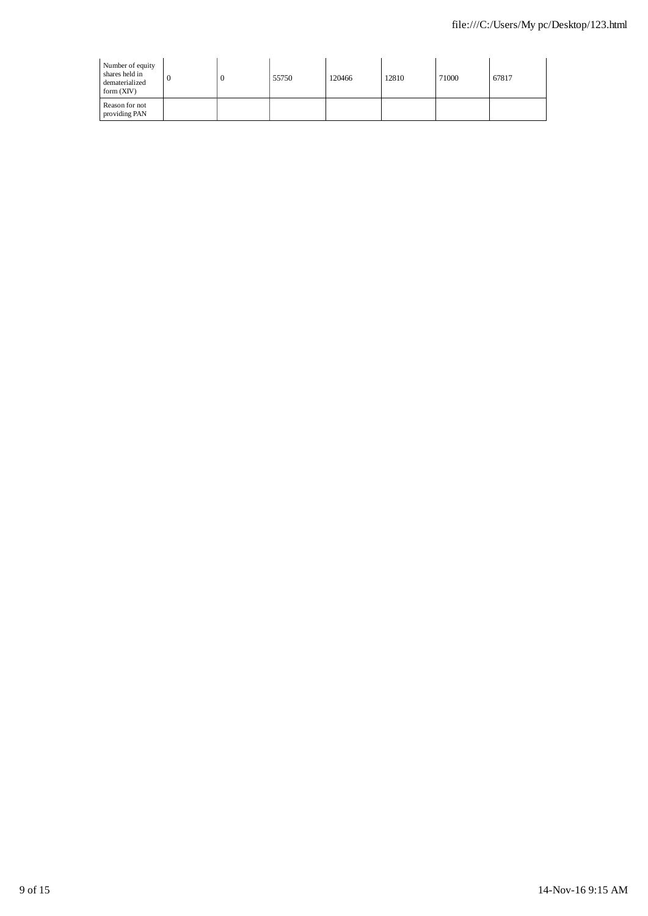| Number of equity shares held in dematerialized form (XIV) | 0 | 0 | 55750 | 120466 | 12810 | 71000 | 67817 |
|---|---|---|---|---|---|---|---|
| Reason for not providing PAN | | | | | | | |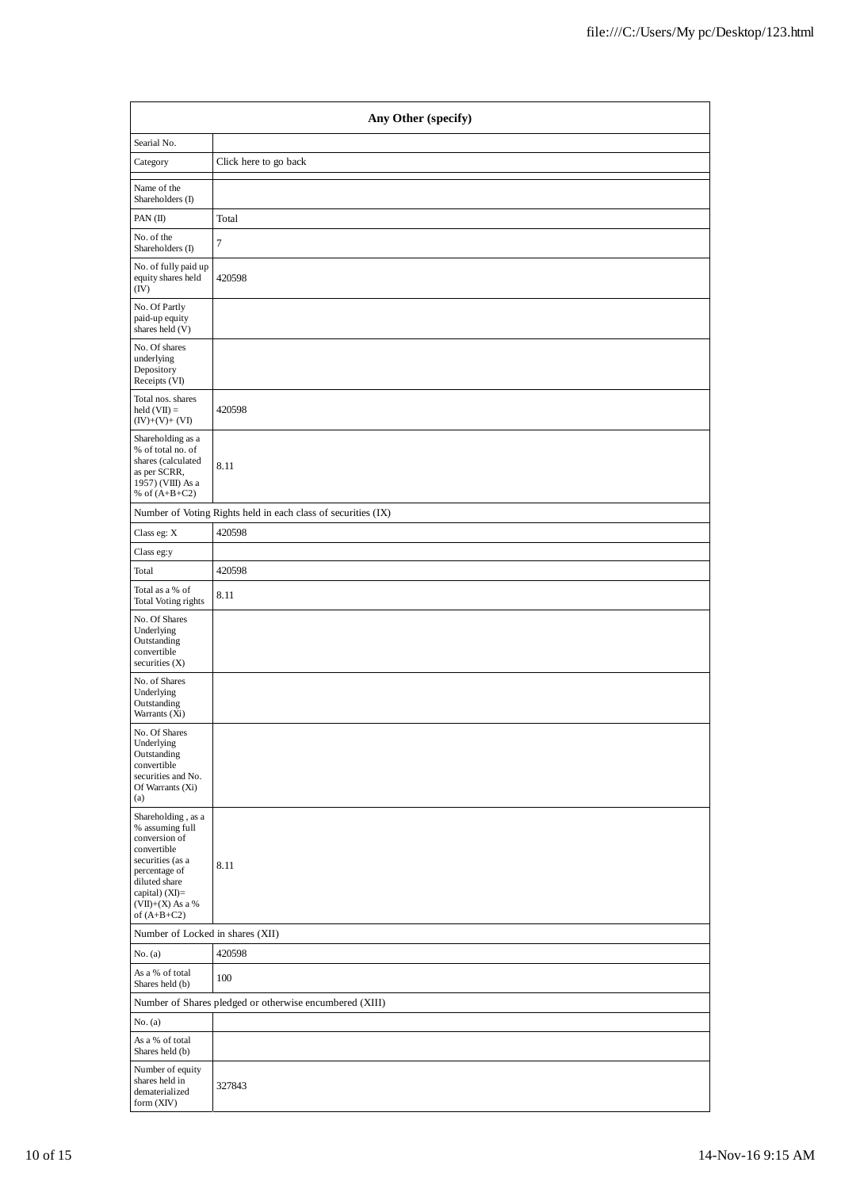| Any Other (specify) | |
|---|---|
| Searial No. | |
| Category | Click here to go back |
| | |
| Name of the Shareholders (I) | |
| PAN (II) | Total |
| No. of the Shareholders (I) | 7 |
| No. of fully paid up equity shares held (IV) | 420598 |
| No. Of Partly paid-up equity shares held (V) | |
| No. Of shares underlying Depository Receipts (VI) | |
| Total nos. shares held (VII) = (IV)+(V)+ (VI) | 420598 |
| Shareholding as a % of total no. of shares (calculated as per SCRR, 1957) (VIII) As a % of (A+B+C2) | 8.11 |
| Number of Voting Rights held in each class of securities (IX) | |
| Class eg: X | 420598 |
| Class eg:y | |
| Total | 420598 |
| Total as a % of Total Voting rights | 8.11 |
| No. Of Shares Underlying Outstanding convertible securities (X) | |
| No. of Shares Underlying Outstanding Warrants (Xi) | |
| No. Of Shares Underlying Outstanding convertible securities and No. Of Warrants (Xi) (a) | |
| Shareholding , as a % assuming full conversion of convertible securities (as a percentage of diluted share capital) (XI)= (VII)+(X) As a % of (A+B+C2) | 8.11 |
| Number of Locked in shares (XII) | |
| No. (a) | 420598 |
| As a % of total Shares held (b) | 100 |
| Number of Shares pledged or otherwise encumbered (XIII) | |
| No. (a) | |
| As a % of total Shares held (b) | |
| Number of equity shares held in dematerialized form (XIV) | 327843 |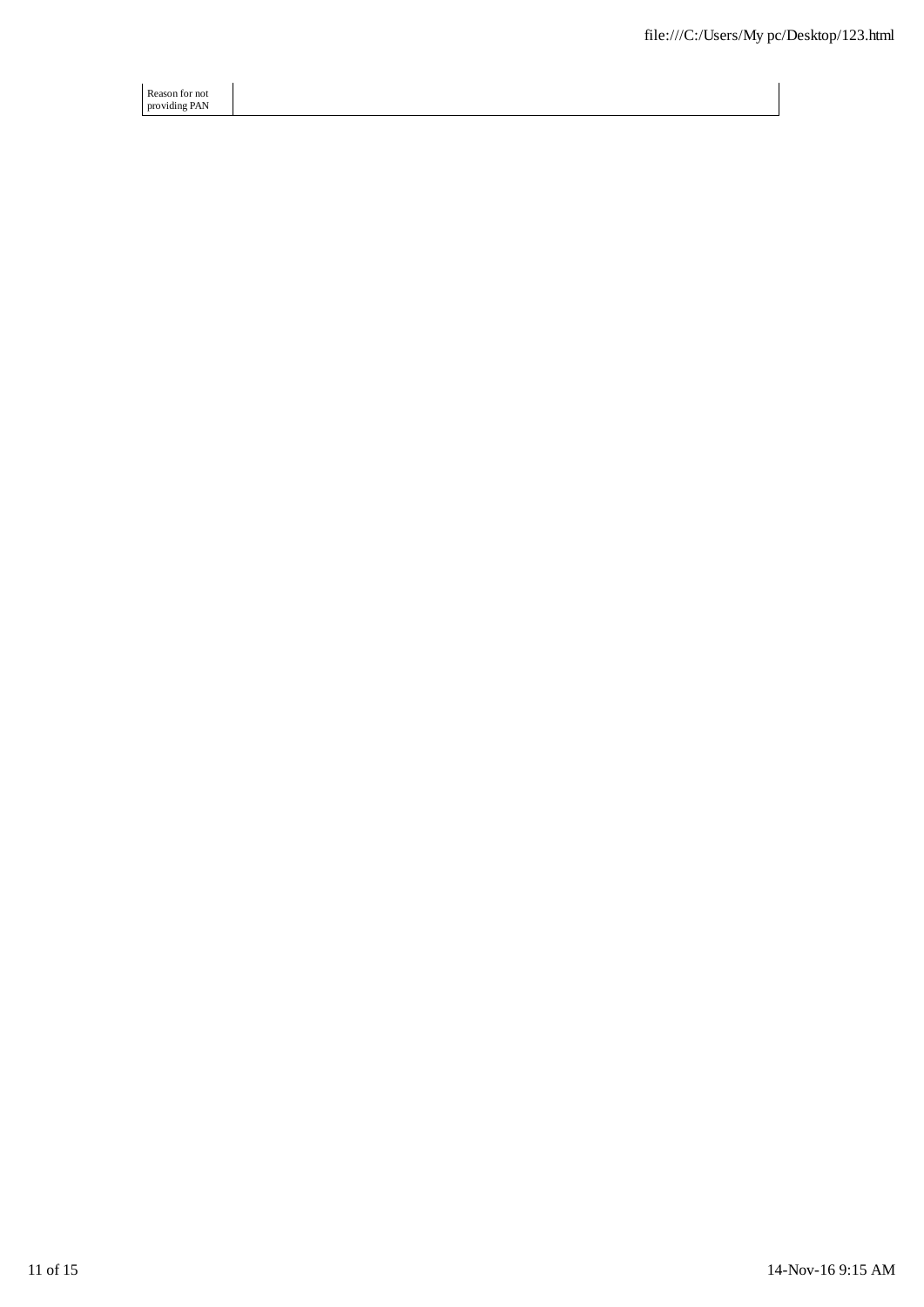| Reason for not providing PAN | |
|---|---|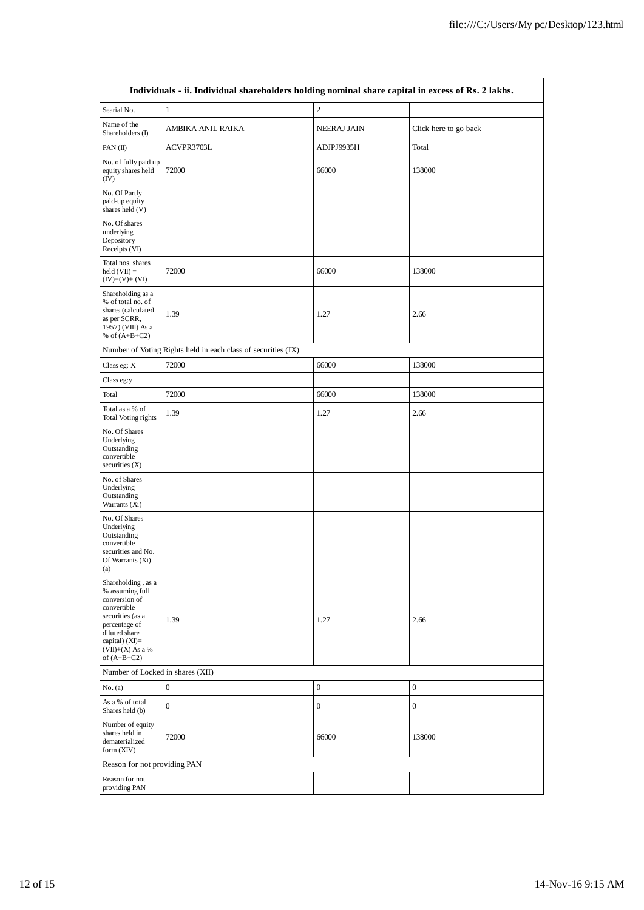| Individuals - ii. Individual shareholders holding nominal share capital in excess of Rs. 2 lakhs. | | | |
|---|---|---|---|
| Searial No. | 1 | 2 | |
| Name of the Shareholders (I) | AMBIKA ANIL RAIKA | NEERAJ JAIN | Click here to go back |
| PAN (II) | ACVPR3703L | ADJPJ9935H | Total |
| No. of fully paid up equity shares held (IV) | 72000 | 66000 | 138000 |
| No. Of Partly paid-up equity shares held (V) | | | |
| No. Of shares underlying Depository Receipts (VI) | | | |
| Total nos. shares held (VII) = (IV)+(V)+ (VI) | 72000 | 66000 | 138000 |
| Shareholding as a % of total no. of shares (calculated as per SCRR, 1957) (VIII) As a % of (A+B+C2) | 1.39 | 1.27 | 2.66 |
| Number of Voting Rights held in each class of securities (IX) | | | |
| Class eg: X | 72000 | 66000 | 138000 |
| Class eg:y | | | |
| Total | 72000 | 66000 | 138000 |
| Total as a % of Total Voting rights | 1.39 | 1.27 | 2.66 |
| No. Of Shares Underlying Outstanding convertible securities (X) | | | |
| No. of Shares Underlying Outstanding Warrants (Xi) | | | |
| No. Of Shares Underlying Outstanding convertible securities and No. Of Warrants (Xi) (a) | | | |
| Shareholding , as a % assuming full conversion of convertible securities (as a percentage of diluted share capital) (XI)= (VII)+(X) As a % of (A+B+C2) | 1.39 | 1.27 | 2.66 |
| Number of Locked in shares (XII) | | | |
| No. (a) | 0 | 0 | 0 |
| As a % of total Shares held (b) | 0 | 0 | 0 |
| Number of equity shares held in dematerialized form (XIV) | 72000 | 66000 | 138000 |
| Reason for not providing PAN | | | |
| Reason for not providing PAN | | | |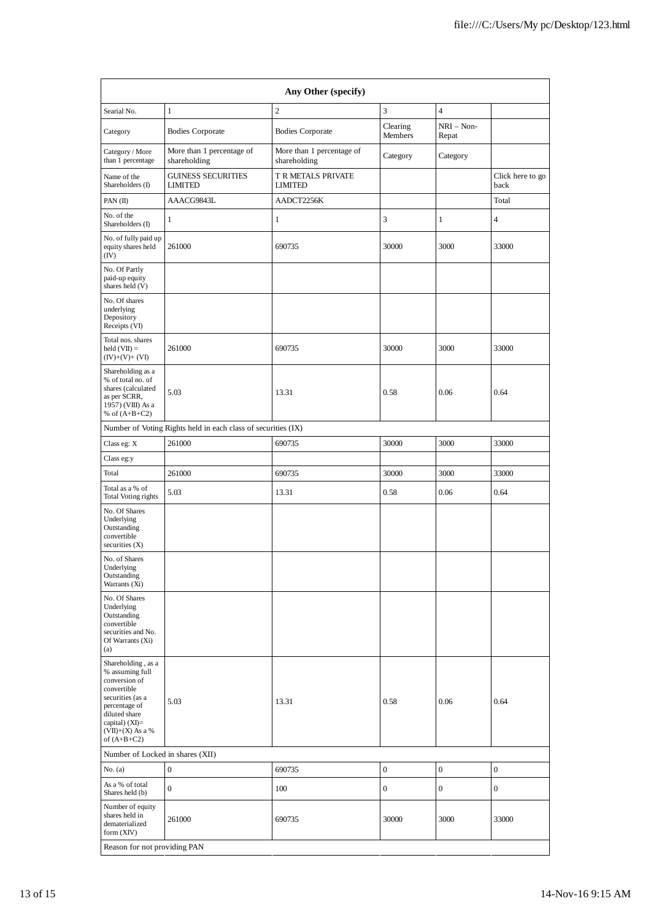| Any Other (specify) | | | | | |
|---|---|---|---|---|---|
| Searial No. | 1 | 2 | 3 | 4 | |
| Category | Bodies Corporate | Bodies Corporate | Clearing Members | NRI – Non-Repat | |
| Category / More than 1 percentage | More than 1 percentage of shareholding | More than 1 percentage of shareholding | Category | Category | |
| Name of the Shareholders (I) | GUINESS SECURITIES LIMITED | T R METALS PRIVATE LIMITED | | | Click here to go back |
| PAN (II) | AAACG9843L | AADCT2256K | | | Total |
| No. of the Shareholders (I) | 1 | 1 | 3 | 1 | 4 |
| No. of fully paid up equity shares held (IV) | 261000 | 690735 | 30000 | 3000 | 33000 |
| No. Of Partly paid-up equity shares held (V) | | | | | |
| No. Of shares underlying Depository Receipts (VI) | | | | | |
| Total nos. shares held (VII) = (IV)+(V)+ (VI) | 261000 | 690735 | 30000 | 3000 | 33000 |
| Shareholding as a % of total no. of shares (calculated as per SCRR, 1957) (VIII) As a % of (A+B+C2) | 5.03 | 13.31 | 0.58 | 0.06 | 0.64 |
| Number of Voting Rights held in each class of securities (IX) | | | | | |
| Class eg: X | 261000 | 690735 | 30000 | 3000 | 33000 |
| Class eg:y | | | | | |
| Total | 261000 | 690735 | 30000 | 3000 | 33000 |
| Total as a % of Total Voting rights | 5.03 | 13.31 | 0.58 | 0.06 | 0.64 |
| No. Of Shares Underlying Outstanding convertible securities (X) | | | | | |
| No. of Shares Underlying Outstanding Warrants (Xi) | | | | | |
| No. Of Shares Underlying Outstanding convertible securities and No. Of Warrants (Xi) (a) | | | | | |
| Shareholding , as a % assuming full conversion of convertible securities (as a percentage of diluted share capital) (XI)= (VII)+(X) As a % of (A+B+C2) | 5.03 | 13.31 | 0.58 | 0.06 | 0.64 |
| Number of Locked in shares (XII) | | | | | |
| No. (a) | 0 | 690735 | 0 | 0 | 0 |
| As a % of total Shares held (b) | 0 | 100 | 0 | 0 | 0 |
| Number of equity shares held in dematerialized form (XIV) | 261000 | 690735 | 30000 | 3000 | 33000 |
| Reason for not providing PAN | | | | | |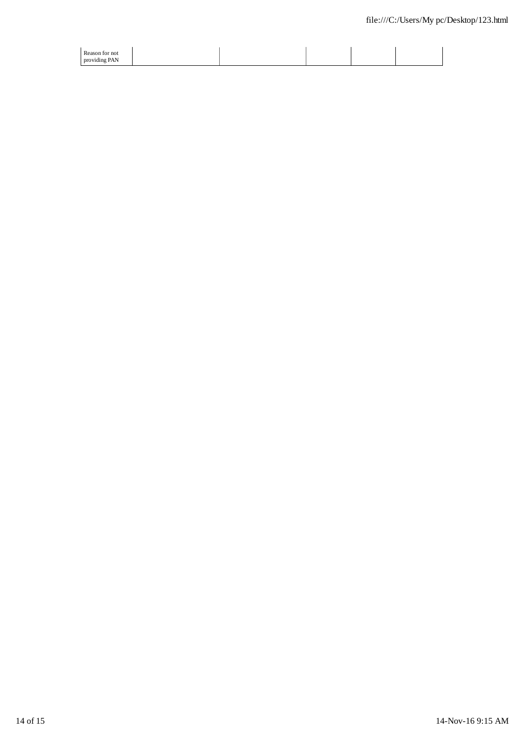| | | | | | |
|---|---|---|---|---|---|
| Reason for not providing PAN | | | | | |